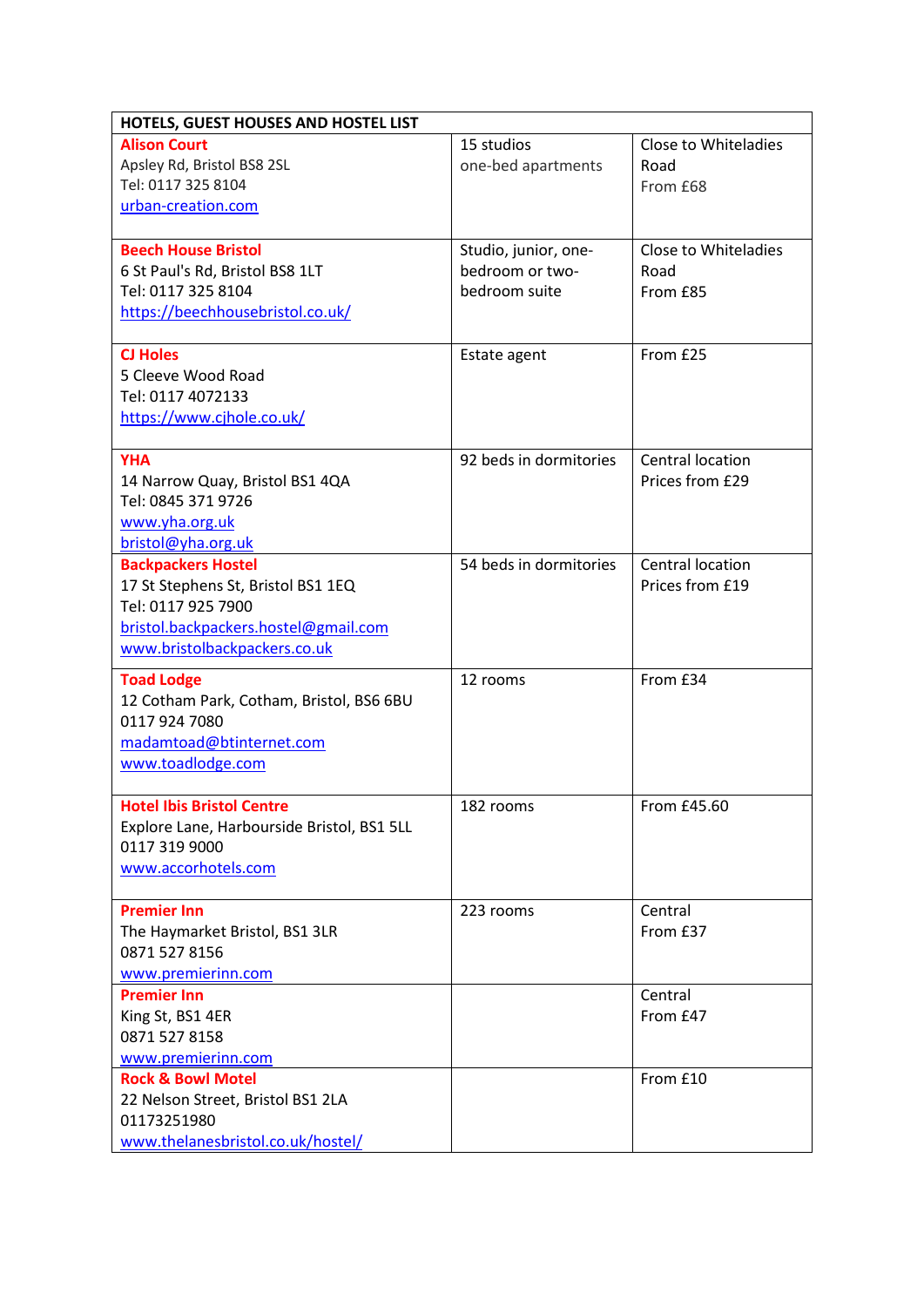| HOTELS, GUEST HOUSES AND HOSTEL LIST | | |
|---|---|---|
| **Alison Court**<br>Apsley Rd, Bristol BS8 2SL<br>Tel: 0117 325 8104<br>urban-creation.com | 15 studios<br>one-bed apartments | Close to Whiteladies Road<br>From £68 |
| **Beech House Bristol**<br>6 St Paul's Rd, Bristol BS8 1LT<br>Tel: 0117 325 8104<br>https://beechhousebristol.co.uk/ | Studio, junior, one-bedroom or two-bedroom suite | Close to Whiteladies Road<br>From £85 |
| **CJ Holes**<br>5 Cleeve Wood Road<br>Tel: 0117 4072133<br>https://www.cjhole.co.uk/ | Estate agent | From £25 |
| **YHA**<br>14 Narrow Quay, Bristol BS1 4QA<br>Tel: 0845 371 9726<br>www.yha.org.uk<br>bristol@yha.org.uk | 92 beds in dormitories | Central location<br>Prices from £29 |
| **Backpackers Hostel**<br>17 St Stephens St, Bristol BS1 1EQ<br>Tel: 0117 925 7900<br>bristol.backpackers.hostel@gmail.com<br>www.bristolbackpackers.co.uk | 54 beds in dormitories | Central location<br>Prices from £19 |
| **Toad Lodge**<br>12 Cotham Park, Cotham, Bristol, BS6 6BU<br>0117 924 7080<br>madamtoad@btinternet.com<br>www.toadlodge.com | 12 rooms | From £34 |
| **Hotel Ibis Bristol Centre**<br>Explore Lane, Harbourside Bristol, BS1 5LL<br>0117 319 9000<br>www.accorhotels.com | 182 rooms | From £45.60 |
| **Premier Inn**<br>The Haymarket Bristol, BS1 3LR<br>0871 527 8156<br>www.premierinn.com | 223 rooms | Central<br>From £37 |
| **Premier Inn**<br>King St, BS1 4ER<br>0871 527 8158<br>www.premierinn.com | | Central<br>From £47 |
| **Rock & Bowl Motel**<br>22 Nelson Street, Bristol BS1 2LA<br>01173251980<br>www.thelanesbristol.co.uk/hostel/ | | From £10 |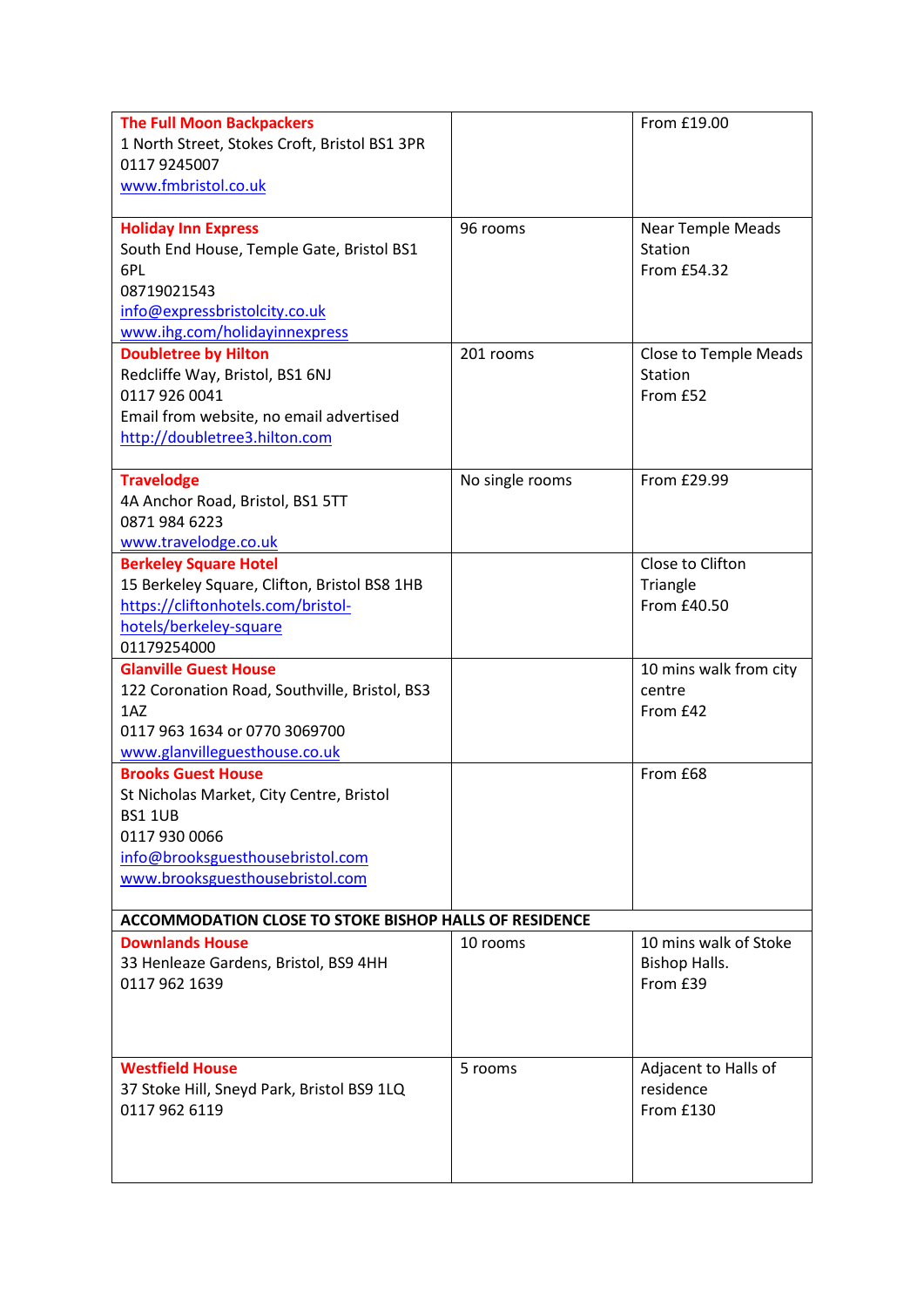| | | |
|---|---|---|
| **The Full Moon Backpackers**<br>1 North Street, Stokes Croft, Bristol BS1 3PR<br>0117 9245007<br>www.fmbristol.co.uk | | From £19.00 |
| **Holiday Inn Express**<br>South End House, Temple Gate, Bristol BS1 6PL<br>08719021543<br>info@expressbristolcity.co.uk<br>www.ihg.com/holidayinnexpress | 96 rooms | Near Temple Meads Station<br>From £54.32 |
| **Doubletree by Hilton**<br>Redcliffe Way, Bristol, BS1 6NJ<br>0117 926 0041<br>Email from website, no email advertised<br>http://doubletree3.hilton.com | 201 rooms | Close to Temple Meads Station<br>From £52 |
| **Travelodge**<br>4A Anchor Road, Bristol, BS1 5TT<br>0871 984 6223<br>www.travelodge.co.uk | No single rooms | From £29.99 |
| **Berkeley Square Hotel**<br>15 Berkeley Square, Clifton, Bristol BS8 1HB<br>https://cliftonhotels.com/bristol-hotels/berkeley-square<br>01179254000 | | Close to Clifton Triangle<br>From £40.50 |
| **Glanville Guest House**<br>122 Coronation Road, Southville, Bristol, BS3 1AZ<br>0117 963 1634 or 0770 3069700<br>www.glanvilleguesthouse.co.uk | | 10 mins walk from city centre<br>From £42 |
| **Brooks Guest House**<br>St Nicholas Market, City Centre, Bristol BS1 1UB<br>0117 930 0066<br>info@brooksguesthousebristol.com<br>www.brooksguesthousebristol.com | | From £68 |
| **ACCOMMODATION CLOSE TO STOKE BISHOP HALLS OF RESIDENCE** | | |
| **Downlands House**<br>33 Henleaze Gardens, Bristol, BS9 4HH<br>0117 962 1639 | 10 rooms | 10 mins walk of Stoke Bishop Halls.<br>From £39 |
| **Westfield House**<br>37 Stoke Hill, Sneyd Park, Bristol BS9 1LQ<br>0117 962 6119 | 5 rooms | Adjacent to Halls of residence<br>From £130 |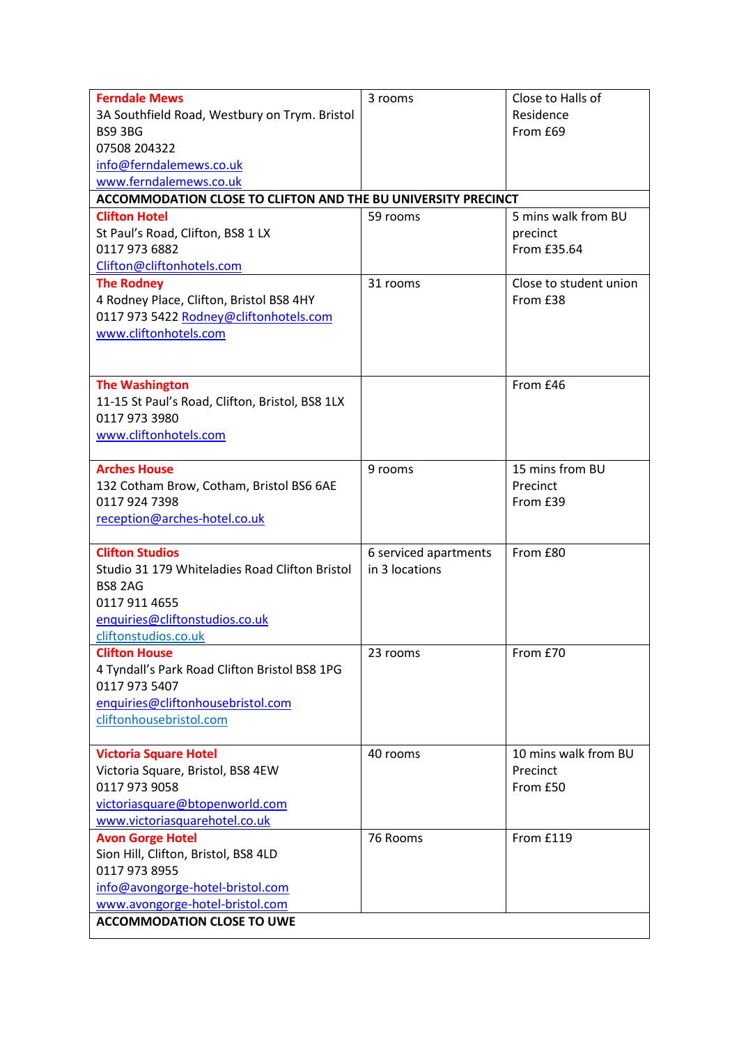| | | |
|---|---|---|
| **Ferndale Mews**<br>3A Southfield Road, Westbury on Trym. Bristol BS9 3BG<br>07508 204322<br>info@ferndalemews.co.uk<br>www.ferndalemews.co.uk | 3 rooms | Close to Halls of Residence<br>From £69 |
| **ACCOMMODATION CLOSE TO CLIFTON AND THE BU UNIVERSITY PRECINCT** | | |
| **Clifton Hotel**<br>St Paul's Road, Clifton, BS8 1 LX<br>0117 973 6882<br>Clifton@cliftonhotels.com | 59 rooms | 5 mins walk from BU precinct<br>From £35.64 |
| **The Rodney**<br>4 Rodney Place, Clifton, Bristol BS8 4HY<br>0117 973 5422 Rodney@cliftonhotels.com<br>www.cliftonhotels.com | 31 rooms | Close to student union<br>From £38 |
| **The Washington**<br>11-15 St Paul's Road, Clifton, Bristol, BS8 1LX<br>0117 973 3980<br>www.cliftonhotels.com | | From £46 |
| **Arches House**<br>132 Cotham Brow, Cotham, Bristol BS6 6AE<br>0117 924 7398<br>reception@arches-hotel.co.uk | 9 rooms | 15 mins from BU Precinct<br>From £39 |
| **Clifton Studios**<br>Studio 31 179 Whiteladies Road Clifton Bristol BS8 2AG<br>0117 911 4655<br>enquiries@cliftonstudios.co.uk<br>cliftonstudios.co.uk | 6 serviced apartments in 3 locations | From £80 |
| **Clifton House**<br>4 Tyndall's Park Road Clifton Bristol BS8 1PG<br>0117 973 5407<br>enquiries@cliftonhousebristol.com<br>cliftonhousebristol.com | 23 rooms | From £70 |
| **Victoria Square Hotel**<br>Victoria Square, Bristol, BS8 4EW<br>0117 973 9058<br>victoriasquare@btopenworld.com<br>www.victoriasquarehotel.co.uk | 40 rooms | 10 mins walk from BU Precinct<br>From £50 |
| **Avon Gorge Hotel**<br>Sion Hill, Clifton, Bristol, BS8 4LD<br>0117 973 8955<br>info@avongorge-hotel-bristol.com<br>www.avongorge-hotel-bristol.com | 76 Rooms | From £119 |
| **ACCOMMODATION CLOSE TO UWE** | | |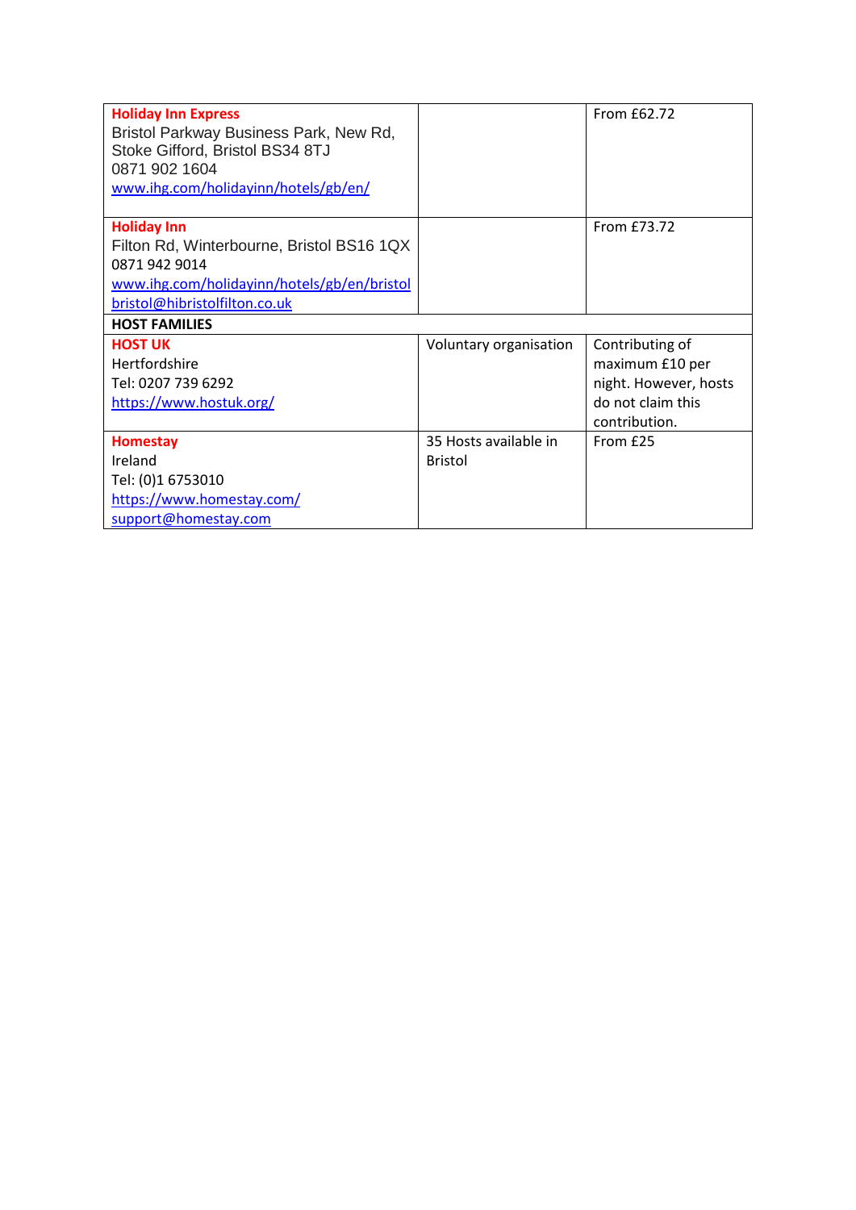| | | |
|---|---|---|
| **Holiday Inn Express**<br>Bristol Parkway Business Park, New Rd, Stoke Gifford, Bristol BS34 8TJ<br>0871 902 1604<br>www.ihg.com/holidayinn/hotels/gb/en/ | | From £62.72 |
| **Holiday Inn**<br>Filton Rd, Winterbourne, Bristol BS16 1QX<br>0871 942 9014<br>www.ihg.com/holidayinn/hotels/gb/en/bristol<br>bristol@hibristolfilton.co.uk | | From £73.72 |
| **HOST FAMILIES** | | |
| **HOST UK**<br>Hertfordshire<br>Tel: 0207 739 6292<br>https://www.hostuk.org/ | Voluntary organisation | Contributing of maximum £10 per night. However, hosts do not claim this contribution. |
| **Homestay**<br>Ireland<br>Tel: (0)1 6753010<br>https://www.homestay.com/<br>support@homestay.com | 35 Hosts available in Bristol | From £25 |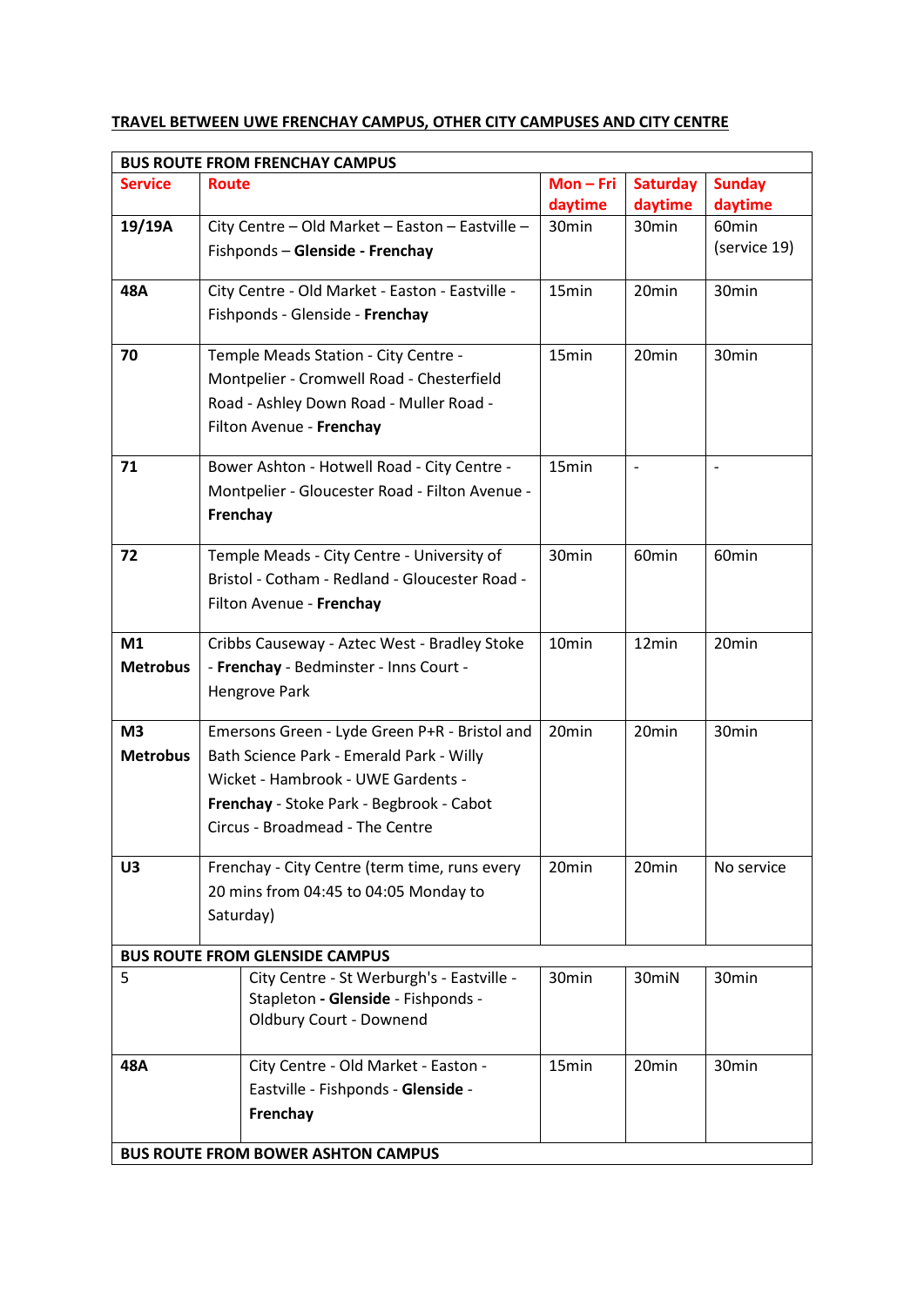**TRAVEL BETWEEN UWE FRENCHAY CAMPUS, OTHER CITY CAMPUSES AND CITY CENTRE**

| **BUS ROUTE FROM FRENCHAY CAMPUS** | | | | |
|---|---|---|---|---|
| **Service** | **Route** | **Mon – Fri daytime** | **Saturday daytime** | **Sunday daytime** |
| **19/19A** | City Centre – Old Market – Easton – Eastville – Fishponds – **Glenside - Frenchay** | 30min | 30min | 60min (service 19) |
| **48A** | City Centre - Old Market - Easton - Eastville - Fishponds - Glenside - **Frenchay** | 15min | 20min | 30min |
| **70** | Temple Meads Station - City Centre - Montpelier - Cromwell Road - Chesterfield Road - Ashley Down Road - Muller Road - Filton Avenue - **Frenchay** | 15min | 20min | 30min |
| **71** | Bower Ashton - Hotwell Road - City Centre - Montpelier - Gloucester Road - Filton Avenue - **Frenchay** | 15min | - | - |
| **72** | Temple Meads - City Centre - University of Bristol - Cotham - Redland - Gloucester Road - Filton Avenue - **Frenchay** | 30min | 60min | 60min |
| **M1 Metrobus** | Cribbs Causeway - Aztec West - Bradley Stoke - **Frenchay** - Bedminster - Inns Court - Hengrove Park | 10min | 12min | 20min |
| **M3 Metrobus** | Emersons Green - Lyde Green P+R - Bristol and Bath Science Park - Emerald Park - Willy Wicket - Hambrook - UWE Gardens - **Frenchay** - Stoke Park - Begbrook - Cabot Circus - Broadmead - The Centre | 20min | 20min | 30min |
| **U3** | Frenchay - City Centre (term time, runs every 20 mins from 04:45 to 04:05 Monday to Saturday) | 20min | 20min | No service |
| **BUS ROUTE FROM GLENSIDE CAMPUS** | | | | |
| 5 | City Centre - St Werburgh's - Eastville - Stapleton **- Glenside** - Fishponds - Oldbury Court - Downend | 30min | 30miN | 30min |
| **48A** | City Centre - Old Market - Easton - Eastville - Fishponds - **Glenside** - **Frenchay** | 15min | 20min | 30min |
| **BUS ROUTE FROM BOWER ASHTON CAMPUS** | | | | |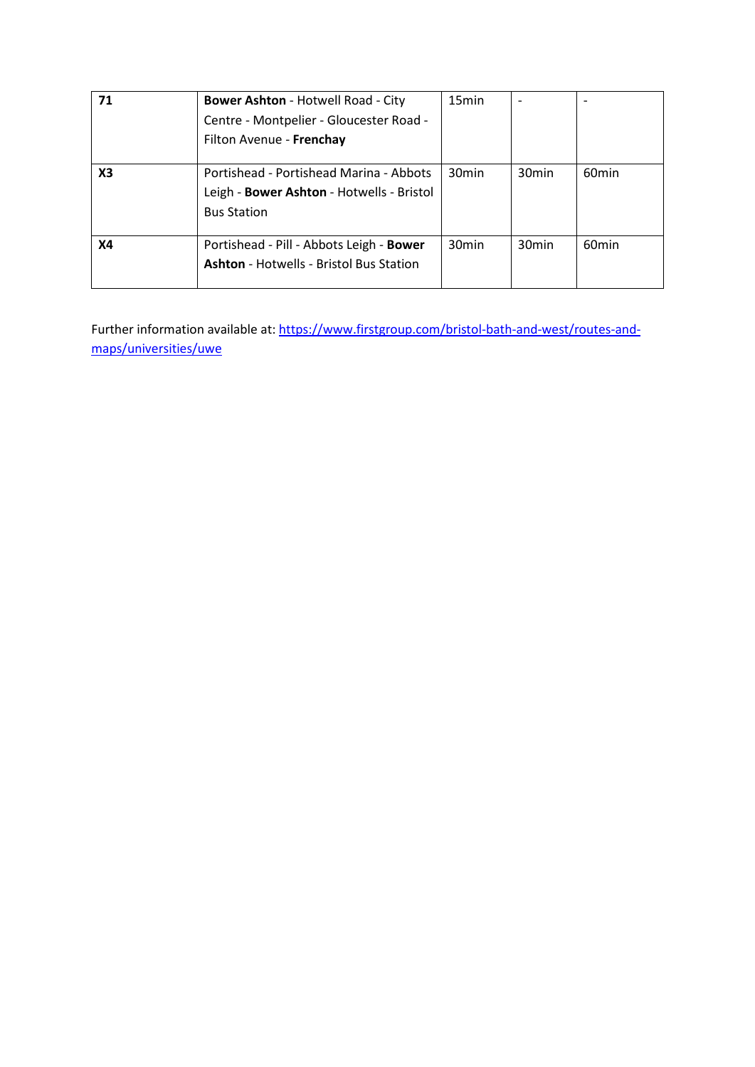| | | | | |
|---|---|---|---|---|
| **71** | **Bower Ashton** - Hotwell Road - City Centre - Montpelier - Gloucester Road - Filton Avenue - **Frenchay** | 15min | - | - |
| **X3** | Portishead - Portishead Marina - Abbots Leigh - **Bower Ashton** - Hotwells - Bristol Bus Station | 30min | 30min | 60min |
| **X4** | Portishead - Pill - Abbots Leigh - **Bower Ashton** - Hotwells - Bristol Bus Station | 30min | 30min | 60min |

Further information available at: [https://www.firstgroup.com/bristol-bath-and-west/routes-and-maps/universities/uwe](https://www.firstgroup.com/bristol-bath-and-west/routes-and-maps/universities/uwe)